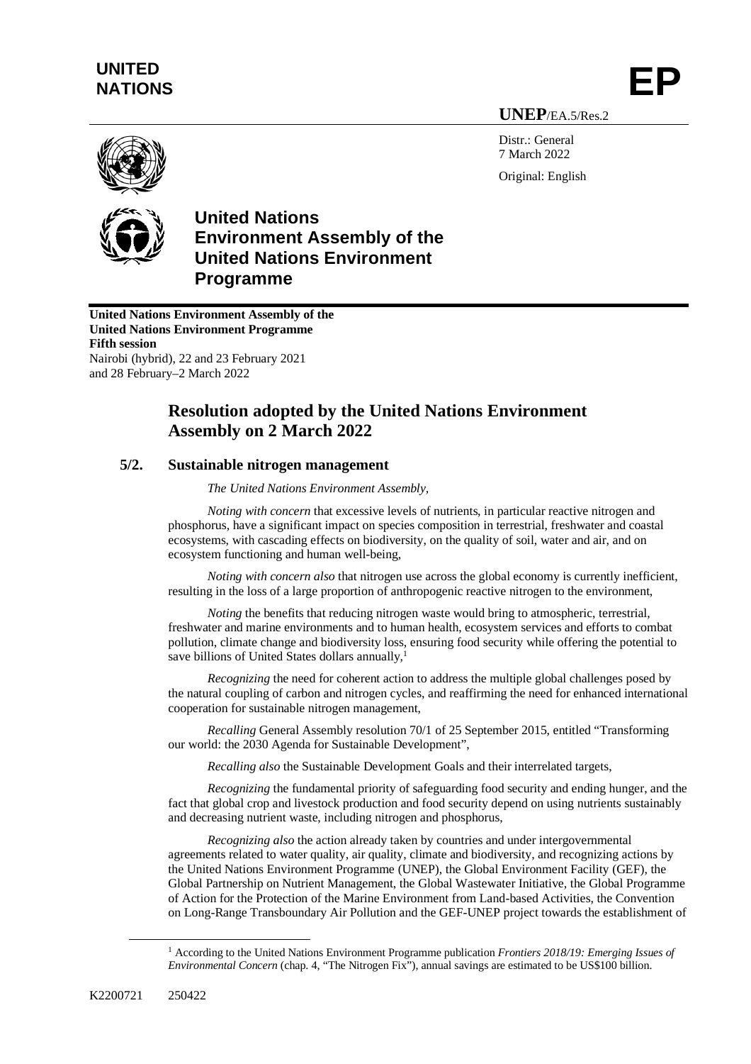**UNITED NATIONS**

**EP**

**UNEP**/EA.5/Res.2

Distr.: General
7 March 2022

Original: English

# United Nations Environment Assembly of the United Nations Environment Programme

**United Nations Environment Assembly of the United Nations Environment Programme**
**Fifth session**
Nairobi (hybrid), 22 and 23 February 2021
and 28 February–2 March 2022

## Resolution adopted by the United Nations Environment Assembly on 2 March 2022

### 5/2. Sustainable nitrogen management

*The United Nations Environment Assembly,*

*Noting with concern* that excessive levels of nutrients, in particular reactive nitrogen and phosphorus, have a significant impact on species composition in terrestrial, freshwater and coastal ecosystems, with cascading effects on biodiversity, on the quality of soil, water and air, and on ecosystem functioning and human well-being,

*Noting with concern also* that nitrogen use across the global economy is currently inefficient, resulting in the loss of a large proportion of anthropogenic reactive nitrogen to the environment,

*Noting* the benefits that reducing nitrogen waste would bring to atmospheric, terrestrial, freshwater and marine environments and to human health, ecosystem services and efforts to combat pollution, climate change and biodiversity loss, ensuring food security while offering the potential to save billions of United States dollars annually,[1]

*Recognizing* the need for coherent action to address the multiple global challenges posed by the natural coupling of carbon and nitrogen cycles, and reaffirming the need for enhanced international cooperation for sustainable nitrogen management,

*Recalling* General Assembly resolution 70/1 of 25 September 2015, entitled "Transforming our world: the 2030 Agenda for Sustainable Development",

*Recalling also* the Sustainable Development Goals and their interrelated targets,

*Recognizing* the fundamental priority of safeguarding food security and ending hunger, and the fact that global crop and livestock production and food security depend on using nutrients sustainably and decreasing nutrient waste, including nitrogen and phosphorus,

*Recognizing also* the action already taken by countries and under intergovernmental agreements related to water quality, air quality, climate and biodiversity, and recognizing actions by the United Nations Environment Programme (UNEP), the Global Environment Facility (GEF), the Global Partnership on Nutrient Management, the Global Wastewater Initiative, the Global Programme of Action for the Protection of the Marine Environment from Land-based Activities, the Convention on Long-Range Transboundary Air Pollution and the GEF-UNEP project towards the establishment of

[1] According to the United Nations Environment Programme publication *Frontiers 2018/19: Emerging Issues of Environmental Concern* (chap. 4, "The Nitrogen Fix"), annual savings are estimated to be US$100 billion.

K2200721 250422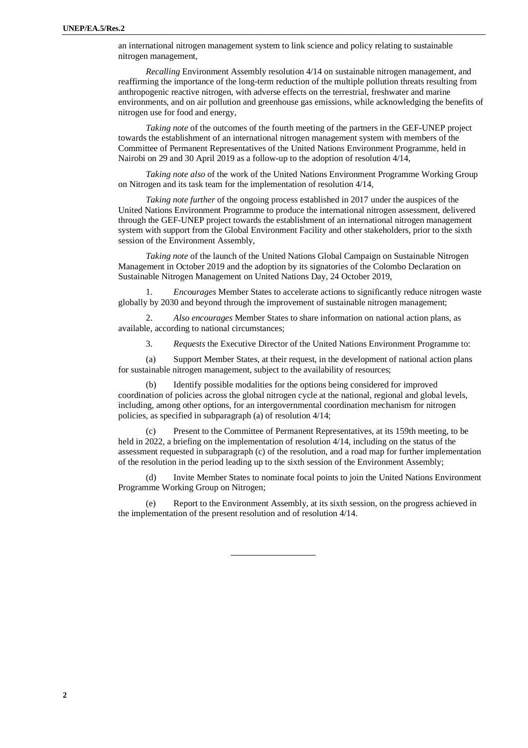an international nitrogen management system to link science and policy relating to sustainable nitrogen management,

*Recalling* Environment Assembly resolution 4/14 on sustainable nitrogen management, and reaffirming the importance of the long-term reduction of the multiple pollution threats resulting from anthropogenic reactive nitrogen, with adverse effects on the terrestrial, freshwater and marine environments, and on air pollution and greenhouse gas emissions, while acknowledging the benefits of nitrogen use for food and energy,

*Taking note* of the outcomes of the fourth meeting of the partners in the GEF-UNEP project towards the establishment of an international nitrogen management system with members of the Committee of Permanent Representatives of the United Nations Environment Programme, held in Nairobi on 29 and 30 April 2019 as a follow-up to the adoption of resolution 4/14,

*Taking note also* of the work of the United Nations Environment Programme Working Group on Nitrogen and its task team for the implementation of resolution 4/14,

*Taking note further* of the ongoing process established in 2017 under the auspices of the United Nations Environment Programme to produce the international nitrogen assessment, delivered through the GEF-UNEP project towards the establishment of an international nitrogen management system with support from the Global Environment Facility and other stakeholders, prior to the sixth session of the Environment Assembly,

*Taking note* of the launch of the United Nations Global Campaign on Sustainable Nitrogen Management in October 2019 and the adoption by its signatories of the Colombo Declaration on Sustainable Nitrogen Management on United Nations Day, 24 October 2019,

1. *Encourages* Member States to accelerate actions to significantly reduce nitrogen waste globally by 2030 and beyond through the improvement of sustainable nitrogen management;

2. *Also encourages* Member States to share information on national action plans, as available, according to national circumstances;

3. *Requests* the Executive Director of the United Nations Environment Programme to:

(a) Support Member States, at their request, in the development of national action plans for sustainable nitrogen management, subject to the availability of resources;

(b) Identify possible modalities for the options being considered for improved coordination of policies across the global nitrogen cycle at the national, regional and global levels, including, among other options, for an intergovernmental coordination mechanism for nitrogen policies, as specified in subparagraph (a) of resolution 4/14;

(c) Present to the Committee of Permanent Representatives, at its 159th meeting, to be held in 2022, a briefing on the implementation of resolution 4/14, including on the status of the assessment requested in subparagraph (c) of the resolution, and a road map for further implementation of the resolution in the period leading up to the sixth session of the Environment Assembly;

(d) Invite Member States to nominate focal points to join the United Nations Environment Programme Working Group on Nitrogen;

(e) Report to the Environment Assembly, at its sixth session, on the progress achieved in the implementation of the present resolution and of resolution 4/14.